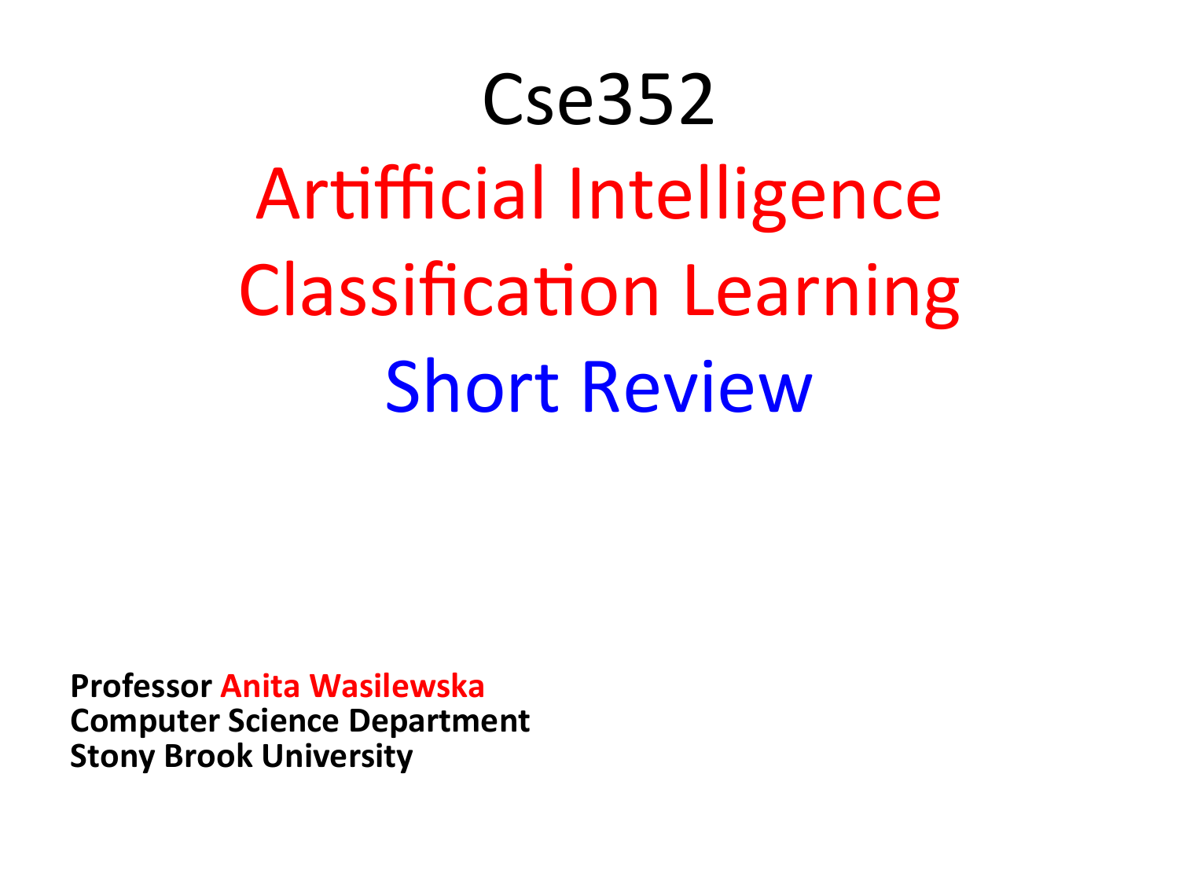# Cse352

# Artificial Intelligence

# Classification Learning

## Short Review

**Professor Anita Wasilewska**
**Computer Science Department**
**Stony Brook University**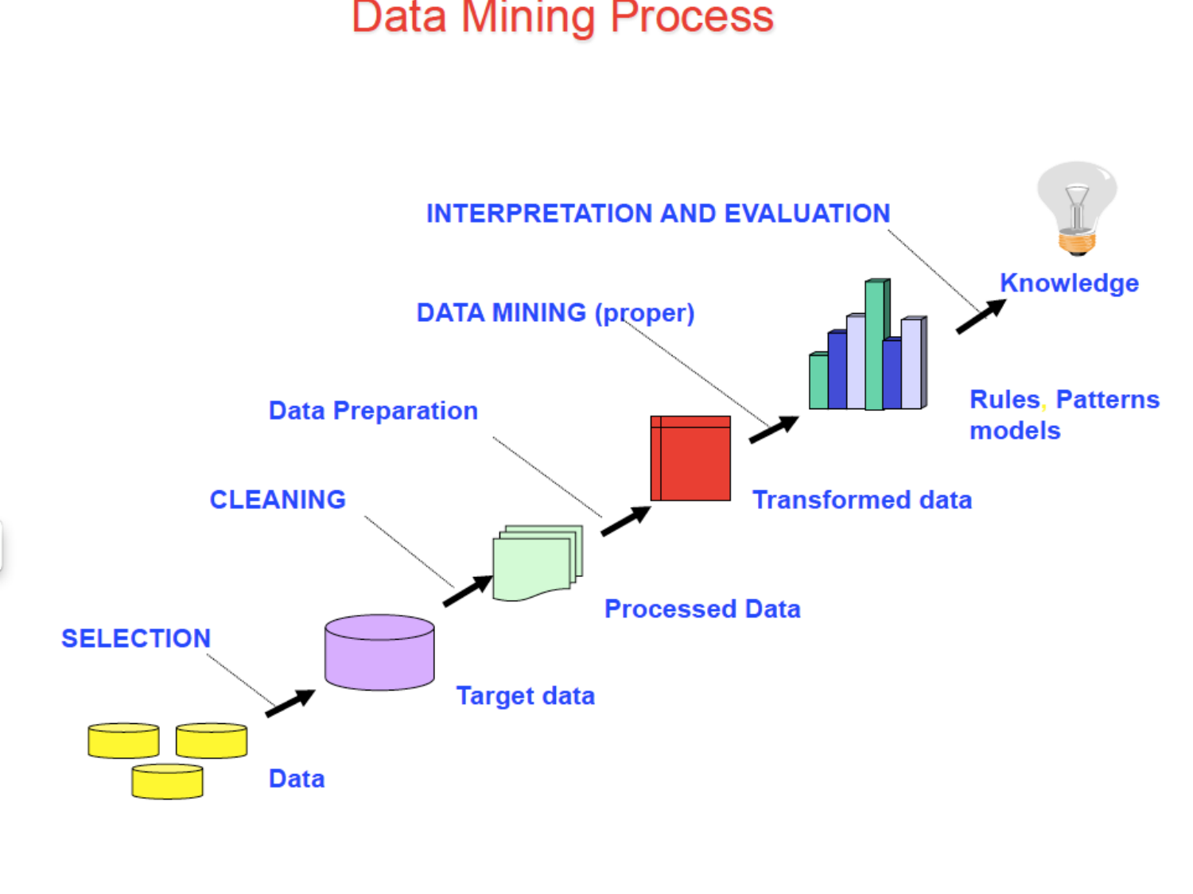# Data Mining Process

INTERPRETATION AND EVALUATION

DATA MINING (proper)

Data Preparation

CLEANING

SELECTION

Data

Target data

Processed Data

Transformed data

Rules, Patterns models

Knowledge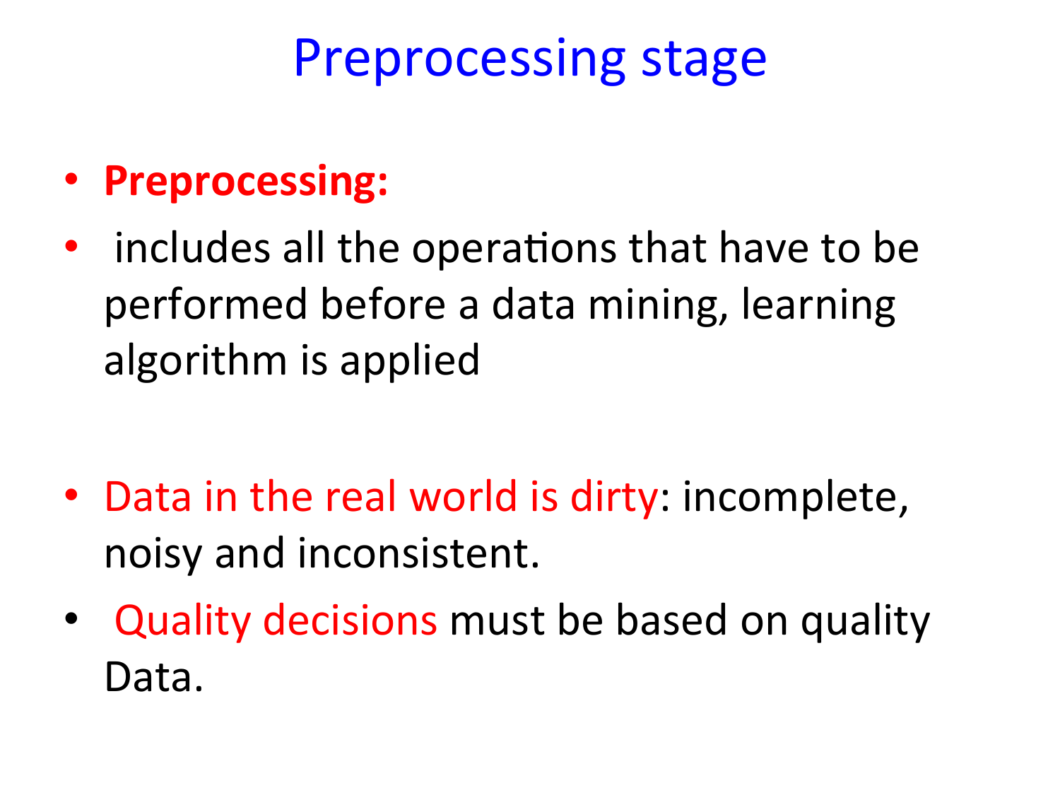# Preprocessing stage

- **Preprocessing:**
- includes all the operations that have to be performed before a data mining, learning algorithm is applied

- Data in the real world is dirty: incomplete, noisy and inconsistent.
- Quality decisions must be based on quality Data.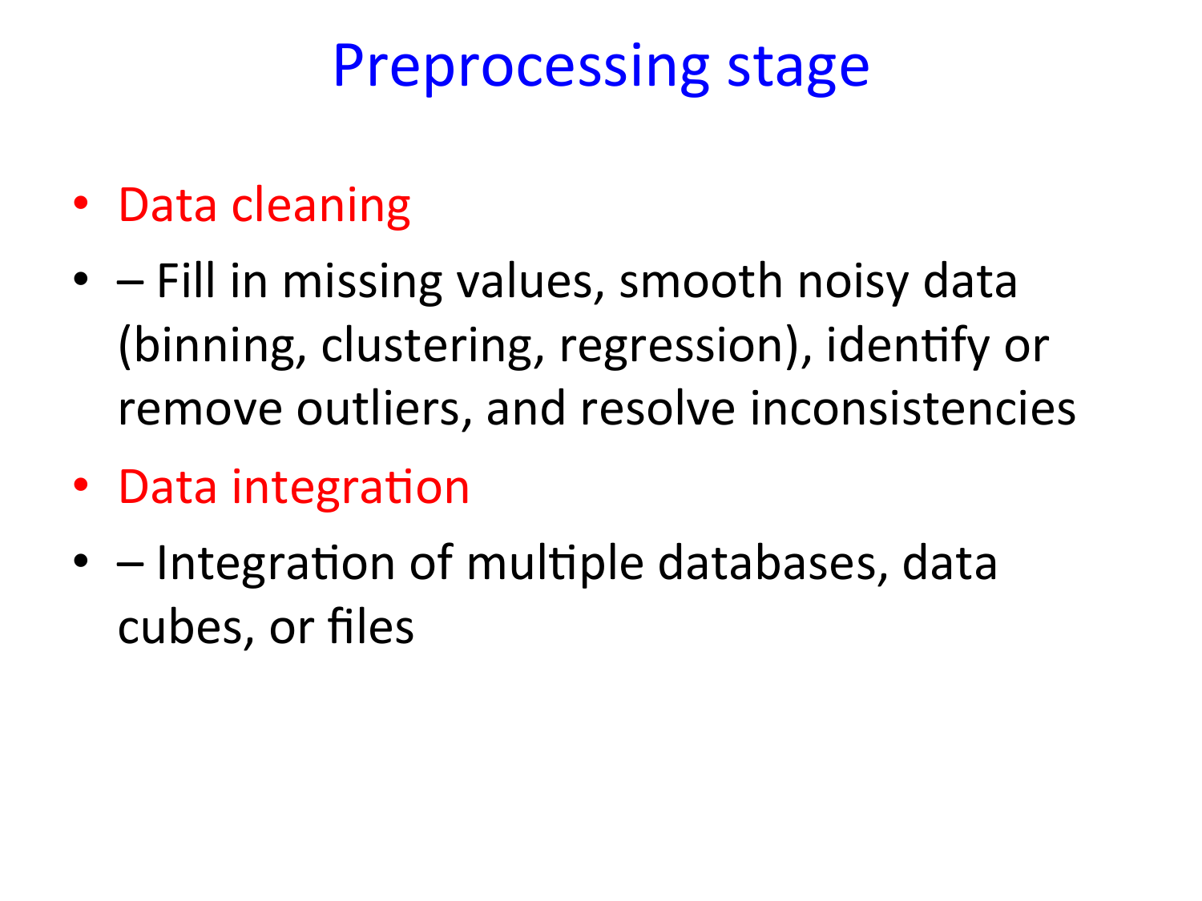# Preprocessing stage

- Data cleaning
- – Fill in missing values, smooth noisy data (binning, clustering, regression), identify or remove outliers, and resolve inconsistencies
- Data integration
- – Integration of multiple databases, data cubes, or files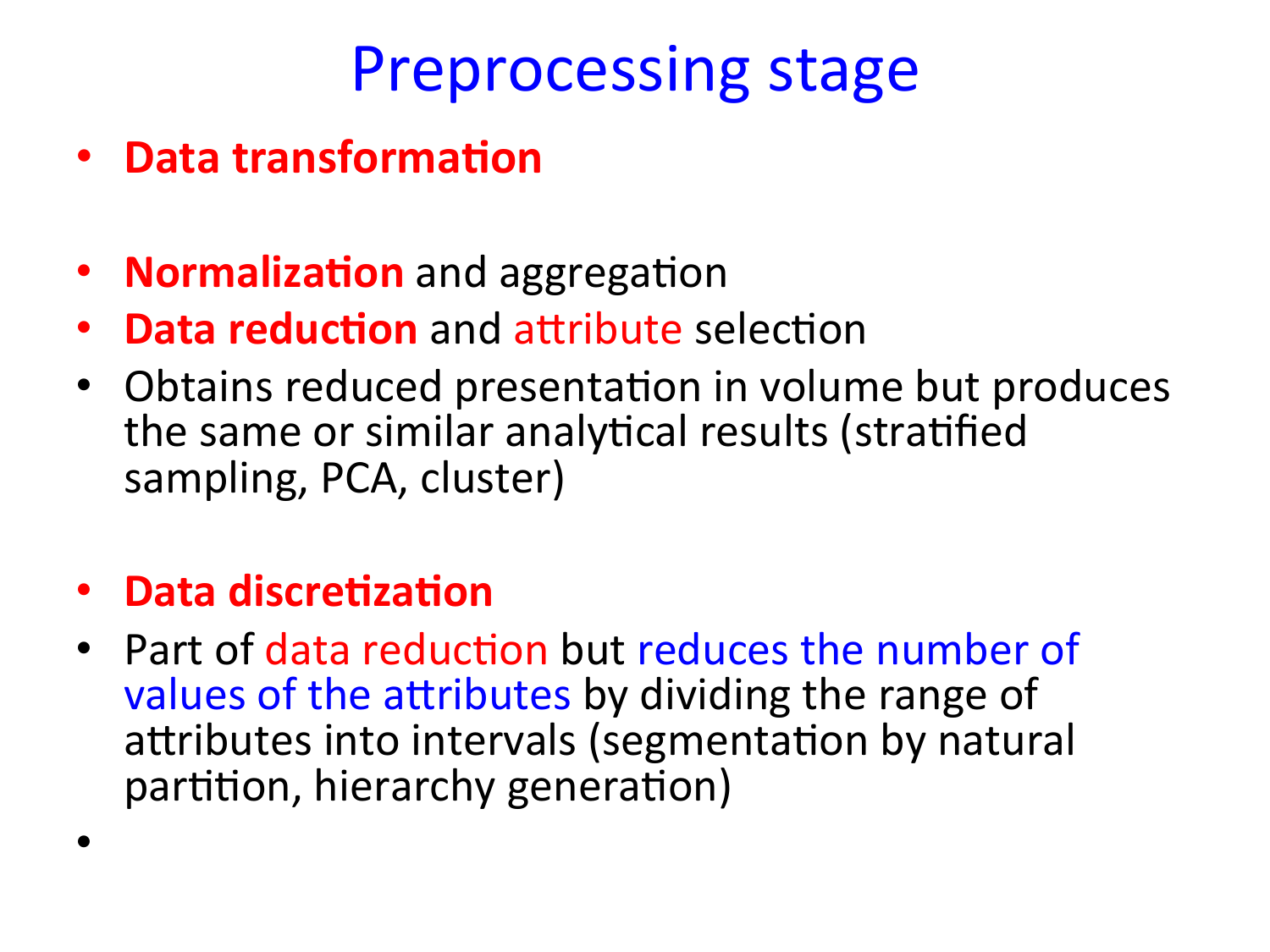# Preprocessing stage

- **Data transformation**

- **Normalization** and aggregation
- **Data reduction** and attribute selection
- Obtains reduced presentation in volume but produces the same or similar analytical results (stratified sampling, PCA, cluster)

- **Data discretization**
- Part of data reduction but reduces the number of values of the attributes by dividing the range of attributes into intervals (segmentation by natural partition, hierarchy generation)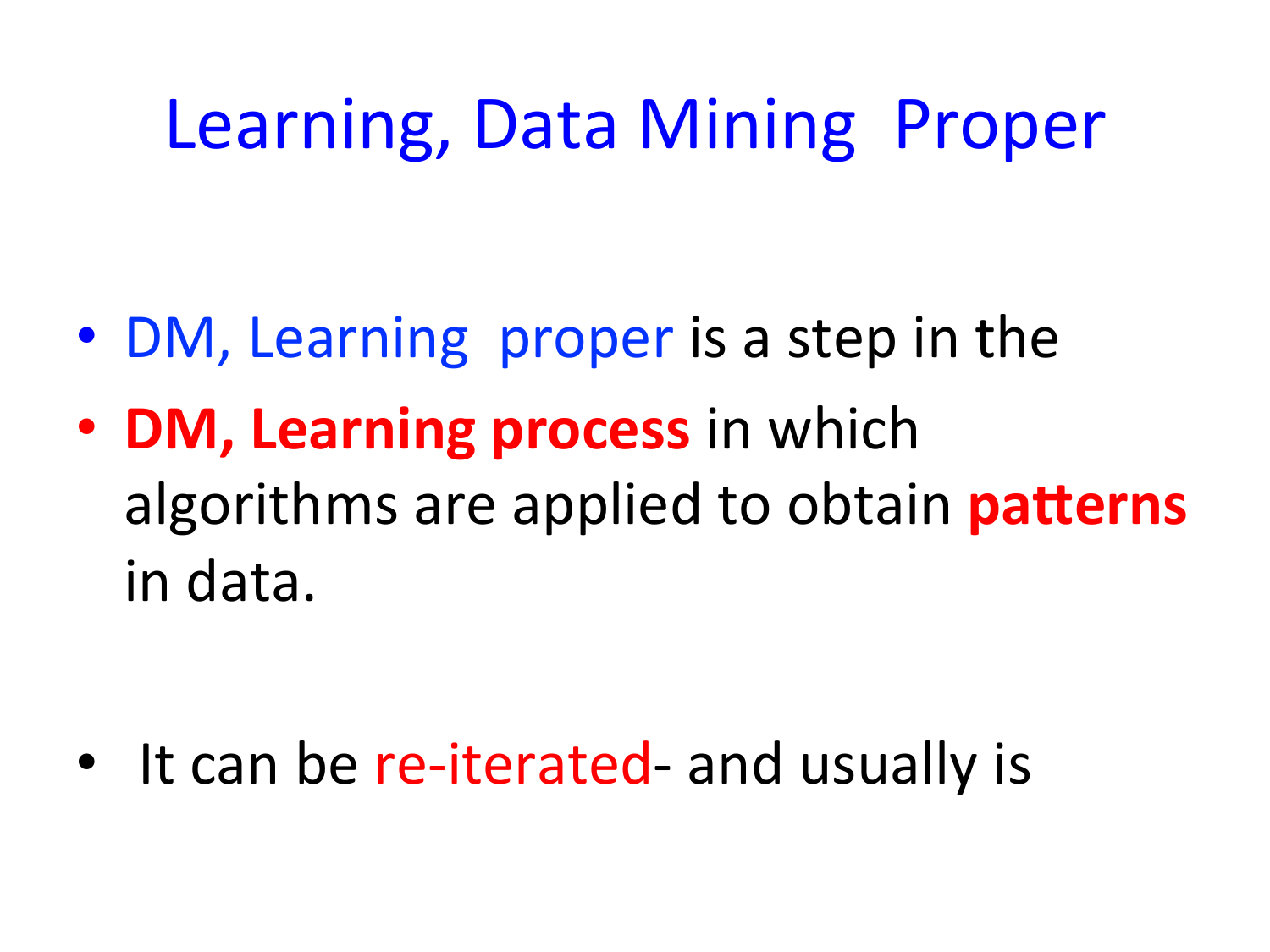# Learning, Data Mining Proper

- DM, Learning proper is a step in the
- **DM, Learning process** in which algorithms are applied to obtain **patterns** in data.

- It can be re-iterated- and usually is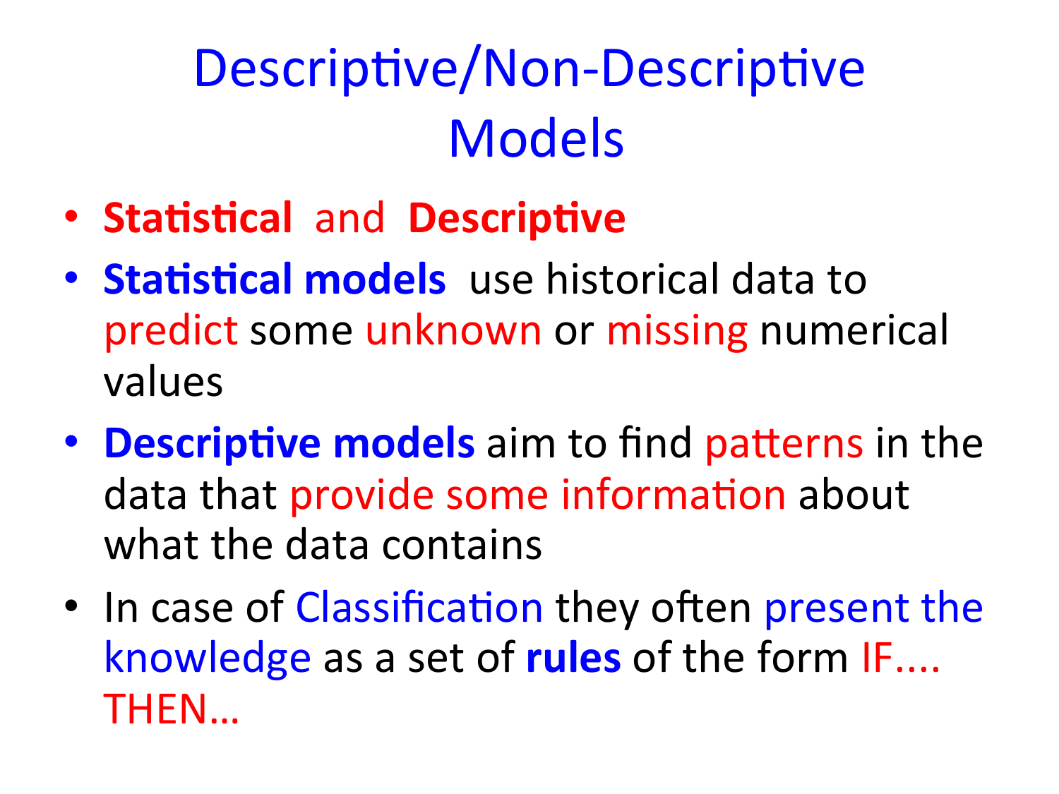# Descriptive/Non-Descriptive Models

- **Statistical** and **Descriptive**
- **Statistical models** use historical data to predict some unknown or missing numerical values
- **Descriptive models** aim to find patterns in the data that provide some information about what the data contains
- In case of Classification they often present the knowledge as a set of **rules** of the form IF.... THEN…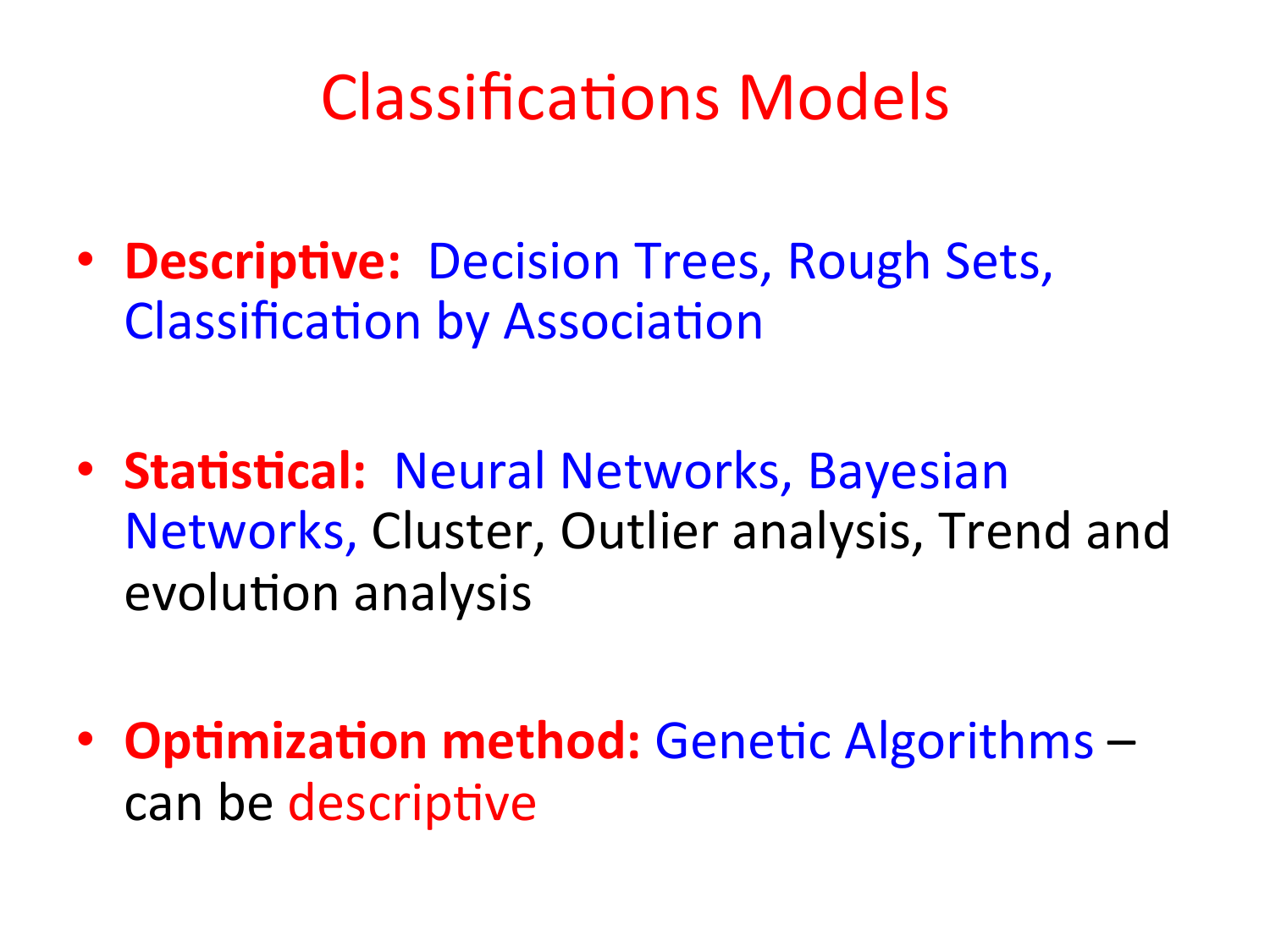# Classifications Models

- **Descriptive:** Decision Trees, Rough Sets, Classification by Association
- **Statistical:** Neural Networks, Bayesian Networks, Cluster, Outlier analysis, Trend and evolution analysis
- **Optimization method:** Genetic Algorithms – can be descriptive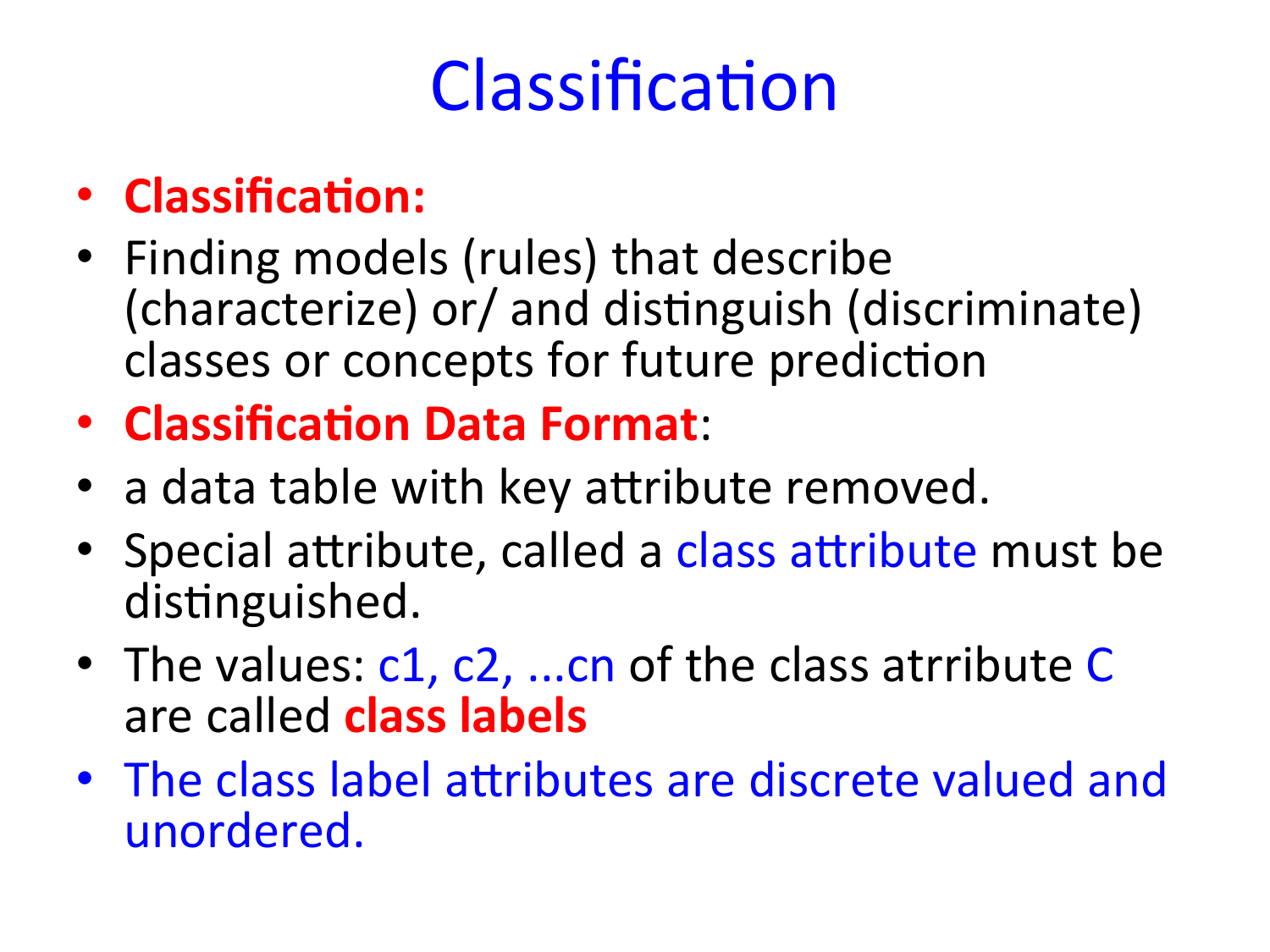# Classification

- **Classification:**
- Finding models (rules) that describe (characterize) or/ and distinguish (discriminate) classes or concepts for future prediction
- **Classification Data Format**:
- a data table with key attribute removed.
- Special attribute, called a class attribute must be distinguished.
- The values: c1, c2, ...cn of the class atrribute C are called **class labels**
- The class label attributes are discrete valued and unordered.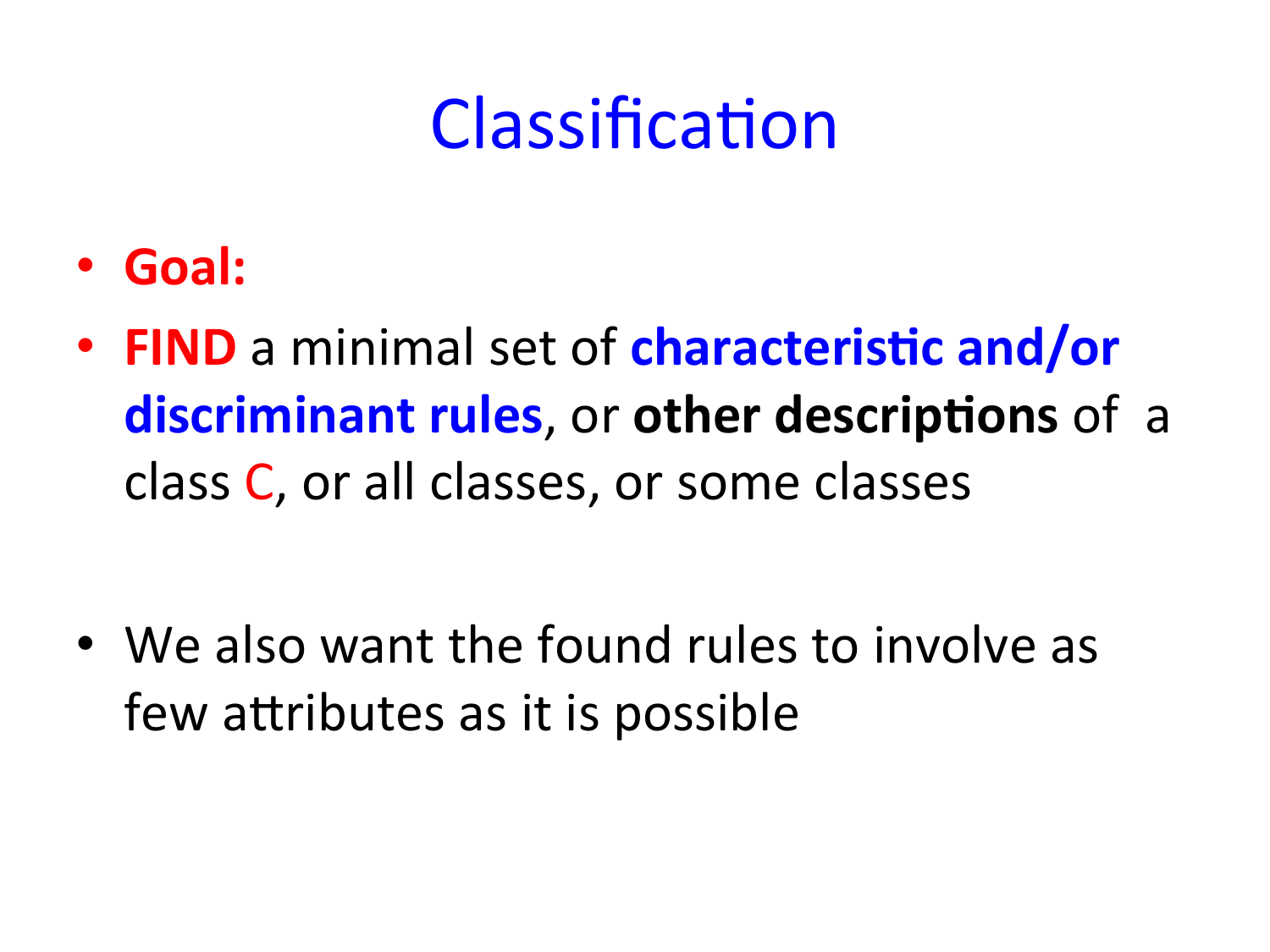# Classification

- **Goal:**
- **FIND** a minimal set of **characteristic and/or discriminant rules**, or **other descriptions** of a class C, or all classes, or some classes

- We also want the found rules to involve as few attributes as it is possible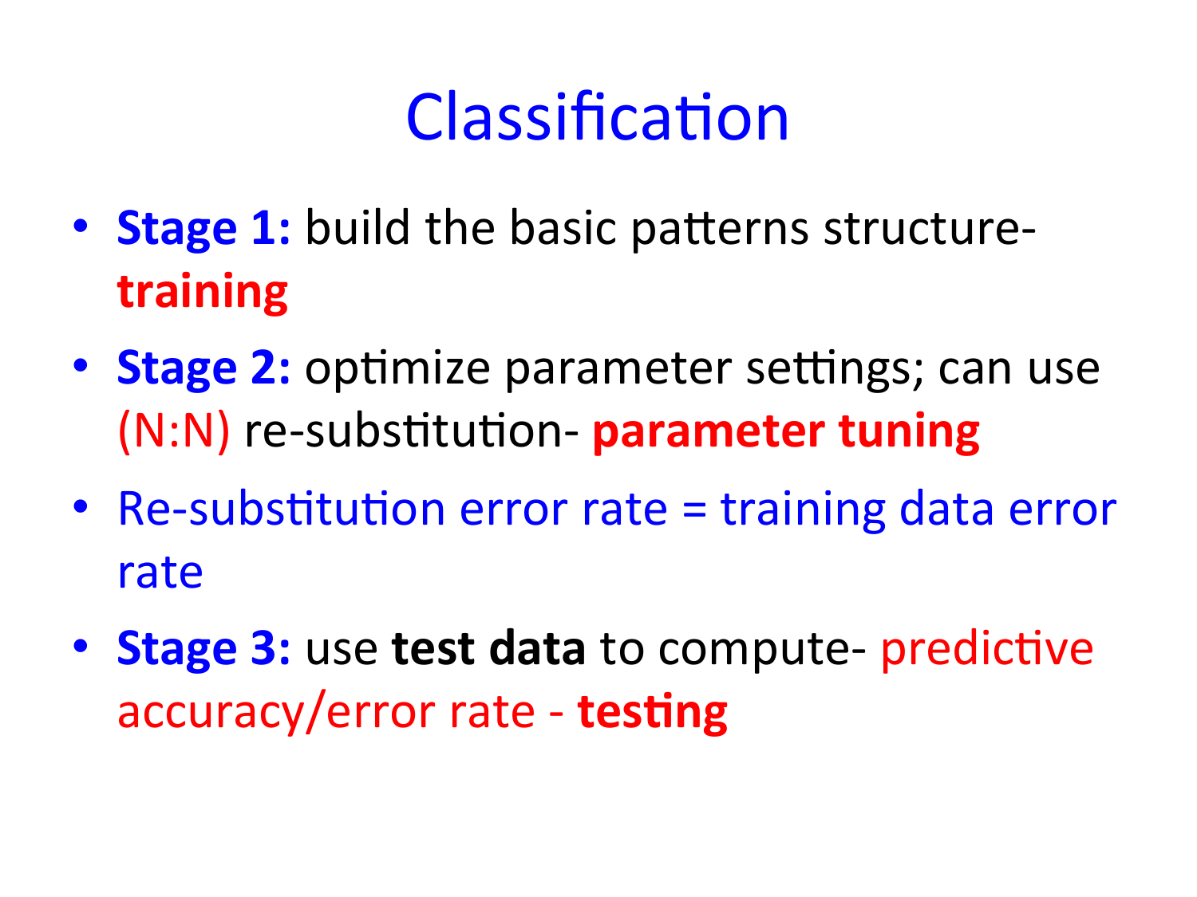# Classification

- **Stage 1:** build the basic patterns structure- **training**
- **Stage 2:** optimize parameter settings; can use (N:N) re-substitution- **parameter tuning**
- Re-substitution error rate = training data error rate
- **Stage 3:** use **test data** to compute- predictive accuracy/error rate - **testing**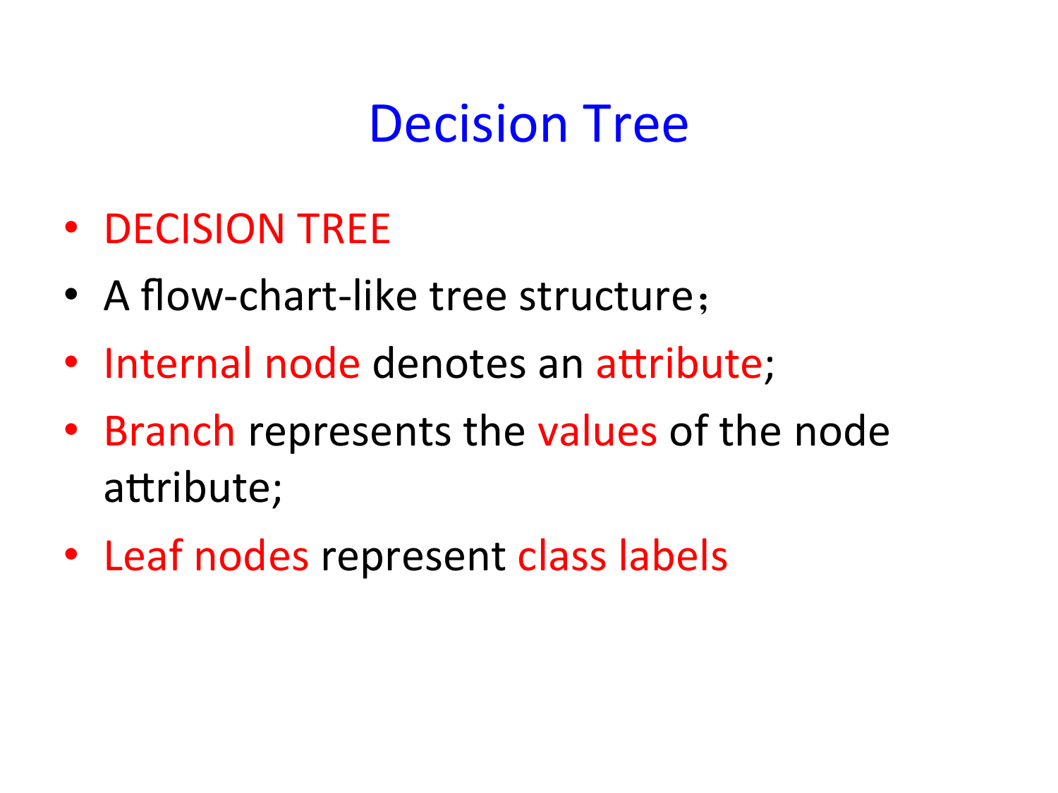# Decision Tree

- DECISION TREE
- A flow-chart-like tree structure；
- Internal node denotes an attribute;
- Branch represents the values of the node attribute;
- Leaf nodes represent class labels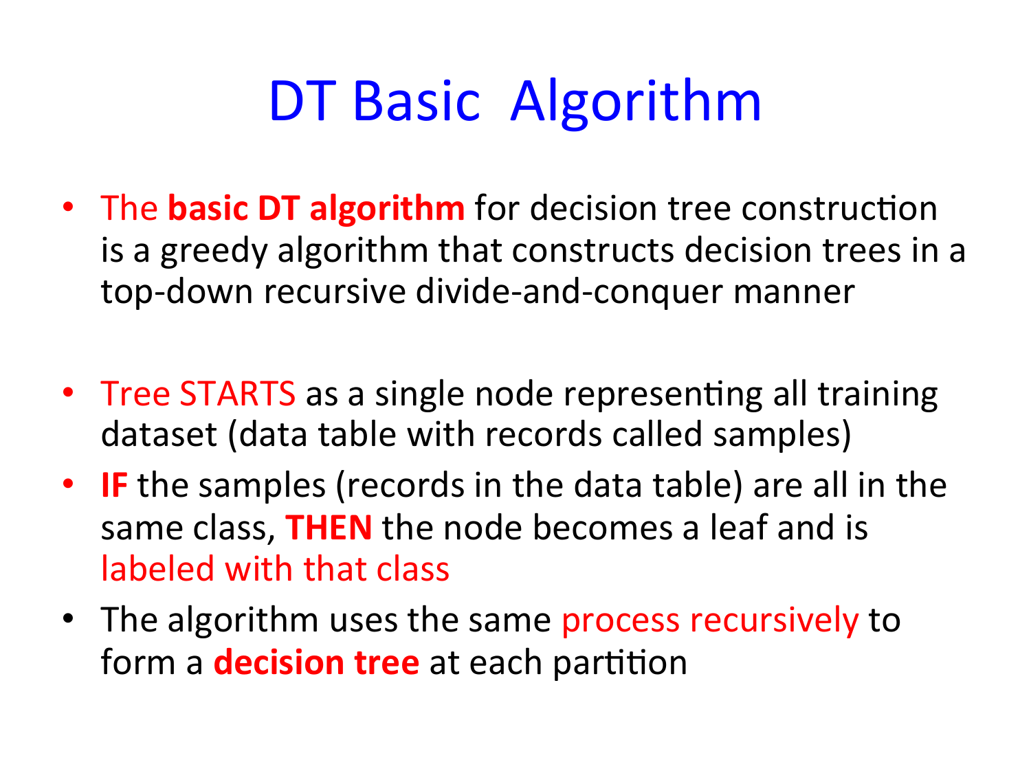# DT Basic Algorithm

- The **basic DT algorithm** for decision tree construction is a greedy algorithm that constructs decision trees in a top-down recursive divide-and-conquer manner

- Tree STARTS as a single node representing all training dataset (data table with records called samples)
- **IF** the samples (records in the data table) are all in the same class, **THEN** the node becomes a leaf and is labeled with that class
- The algorithm uses the same process recursively to form a **decision tree** at each partition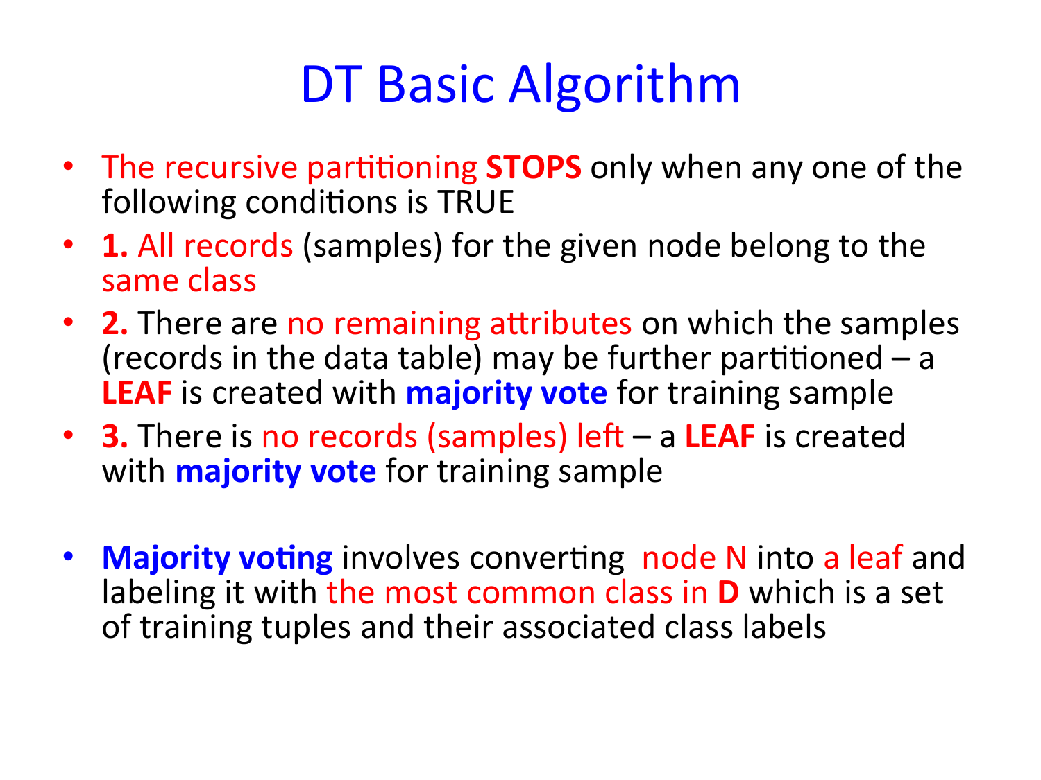# DT Basic Algorithm

- The recursive partitioning **STOPS** only when any one of the following conditions is TRUE
- **1.** All records (samples) for the given node belong to the same class
- **2.** There are no remaining attributes on which the samples (records in the data table) may be further partitioned – a **LEAF** is created with **majority vote** for training sample
- **3.** There is no records (samples) left – a **LEAF** is created with **majority vote** for training sample

- **Majority voting** involves converting node N into a leaf and labeling it with the most common class in **D** which is a set of training tuples and their associated class labels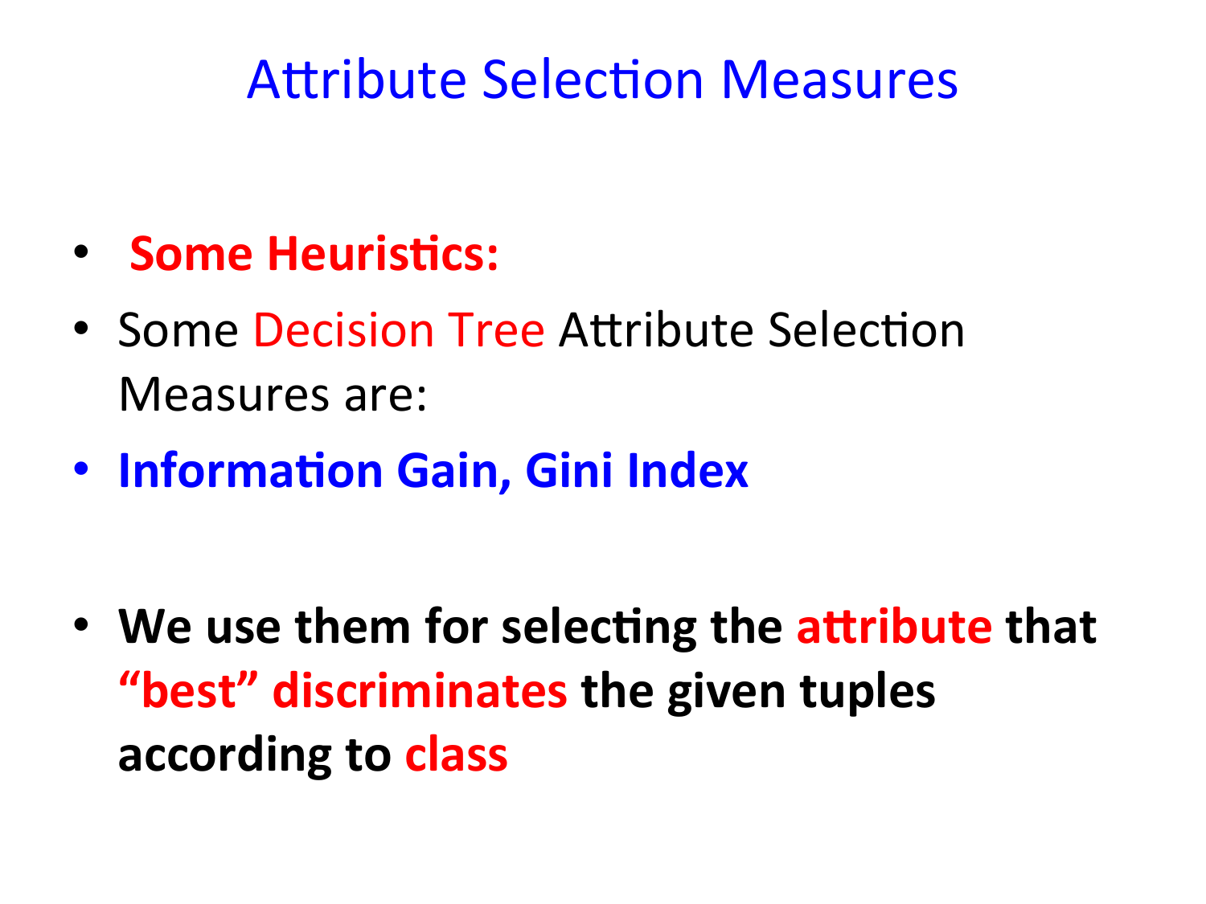# Attribute Selection Measures

- **Some Heuristics:**
- Some Decision Tree Attribute Selection Measures are:
- **Information Gain, Gini Index**
- **We use them for selecting the attribute that "best" discriminates the given tuples according to class**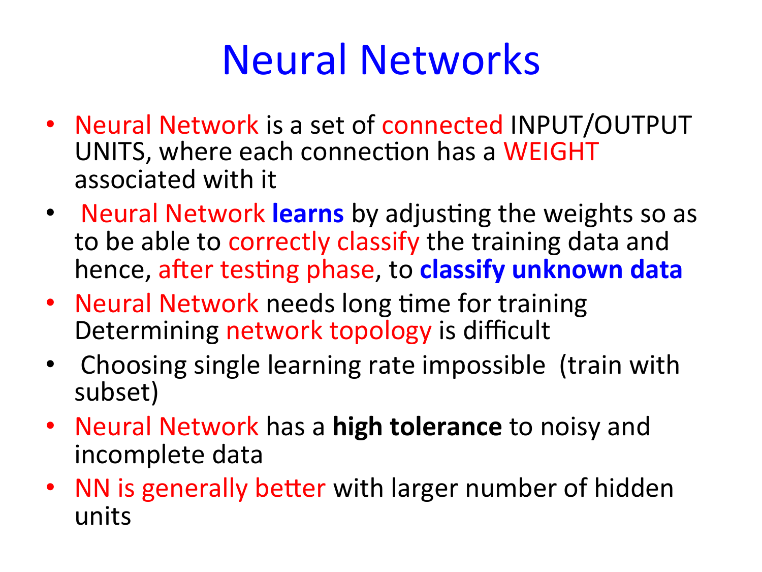# Neural Networks

- Neural Network is a set of connected INPUT/OUTPUT UNITS, where each connection has a WEIGHT associated with it
- Neural Network **learns** by adjusting the weights so as to be able to correctly classify the training data and hence, after testing phase, to **classify unknown data**
- Neural Network needs long time for training Determining network topology is difficult
- Choosing single learning rate impossible (train with subset)
- Neural Network has a **high tolerance** to noisy and incomplete data
- NN is generally better with larger number of hidden units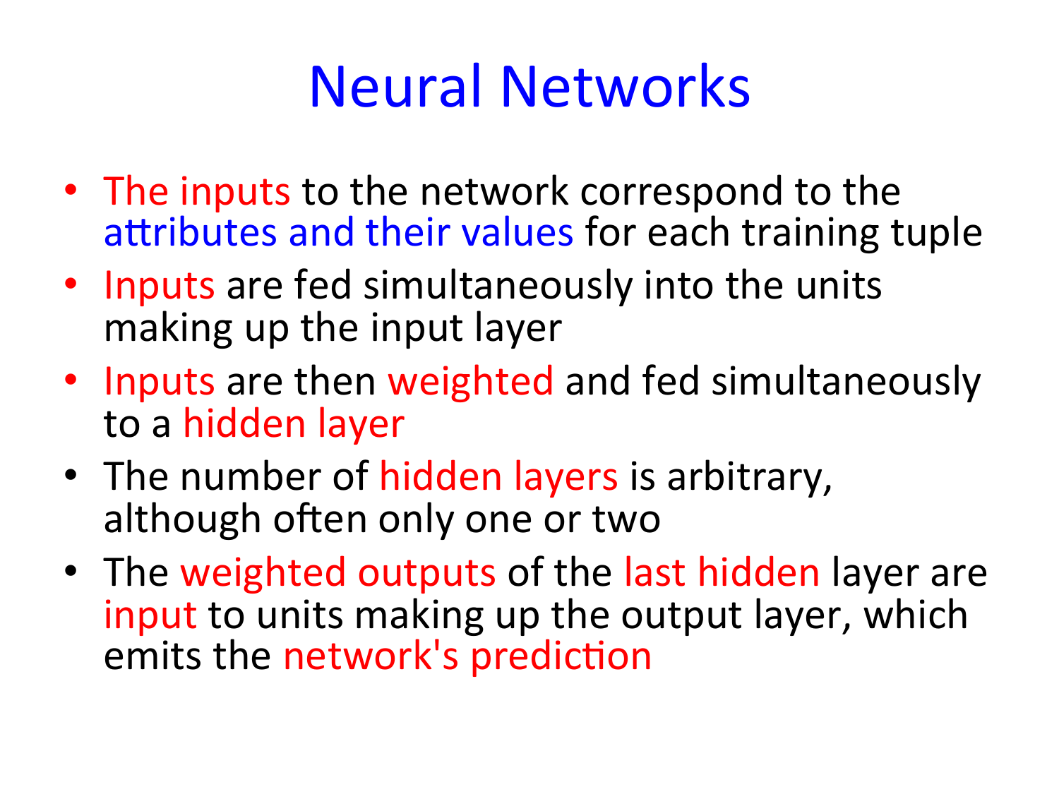# Neural Networks

- The inputs to the network correspond to the attributes and their values for each training tuple
- Inputs are fed simultaneously into the units making up the input layer
- Inputs are then weighted and fed simultaneously to a hidden layer
- The number of hidden layers is arbitrary, although often only one or two
- The weighted outputs of the last hidden layer are input to units making up the output layer, which emits the network's prediction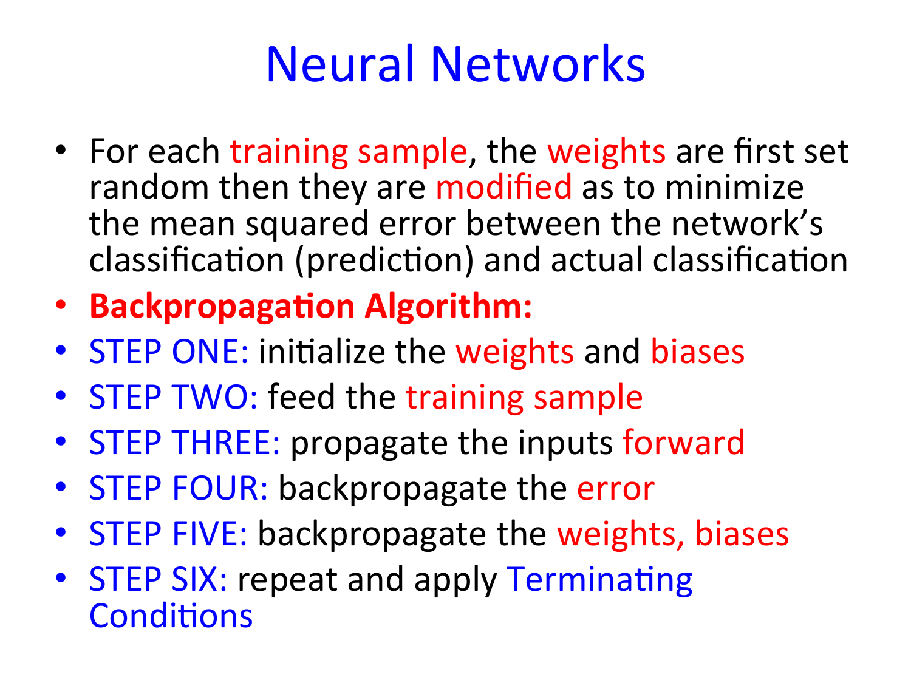# Neural Networks

- For each training sample, the weights are first set random then they are modified as to minimize the mean squared error between the network's classification (prediction) and actual classification
- **Backpropagation Algorithm:**
- STEP ONE: initialize the weights and biases
- STEP TWO: feed the training sample
- STEP THREE: propagate the inputs forward
- STEP FOUR: backpropagate the error
- STEP FIVE: backpropagate the weights, biases
- STEP SIX: repeat and apply Terminating Conditions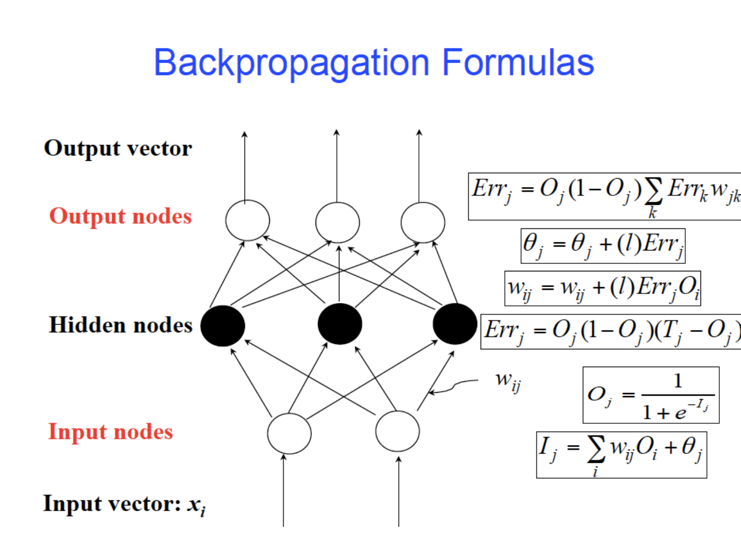# Backpropagation Formulas

Output vector

Output nodes

Hidden nodes

Input nodes

Input vector: $x_i$

$w_{ij}$

$$Err_j = O_j(1 - O_j)\sum_k Err_k w_{jk}$$

$$\theta_j = \theta_j + (l)Err_j$$

$$w_{ij} = w_{ij} + (l)Err_j O_i$$

$$Err_j = O_j(1 - O_j)(T_j - O_j)$$

$$O_j = \frac{1}{1 + e^{-I_j}}$$

$$I_j = \sum_i w_{ij} O_i + \theta_j$$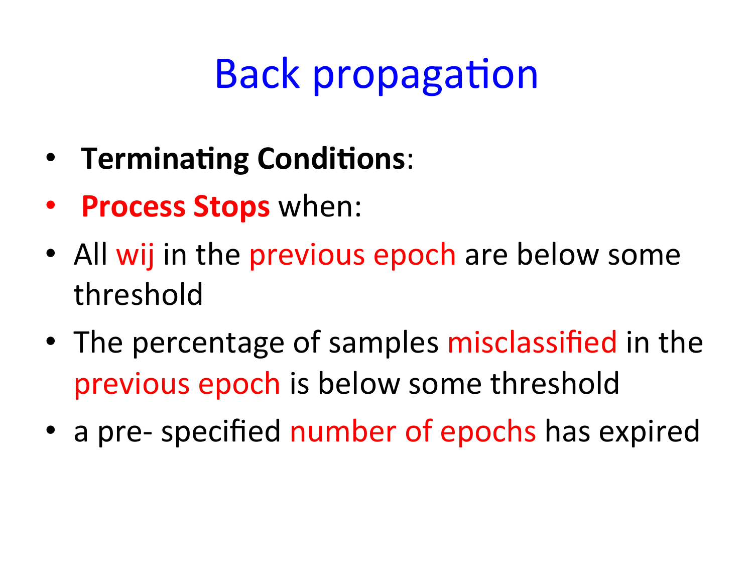# Back propagation

- **Terminating Conditions**:
- **Process Stops** when:
- All wij in the previous epoch are below some threshold
- The percentage of samples misclassified in the previous epoch is below some threshold
- a pre- specified number of epochs has expired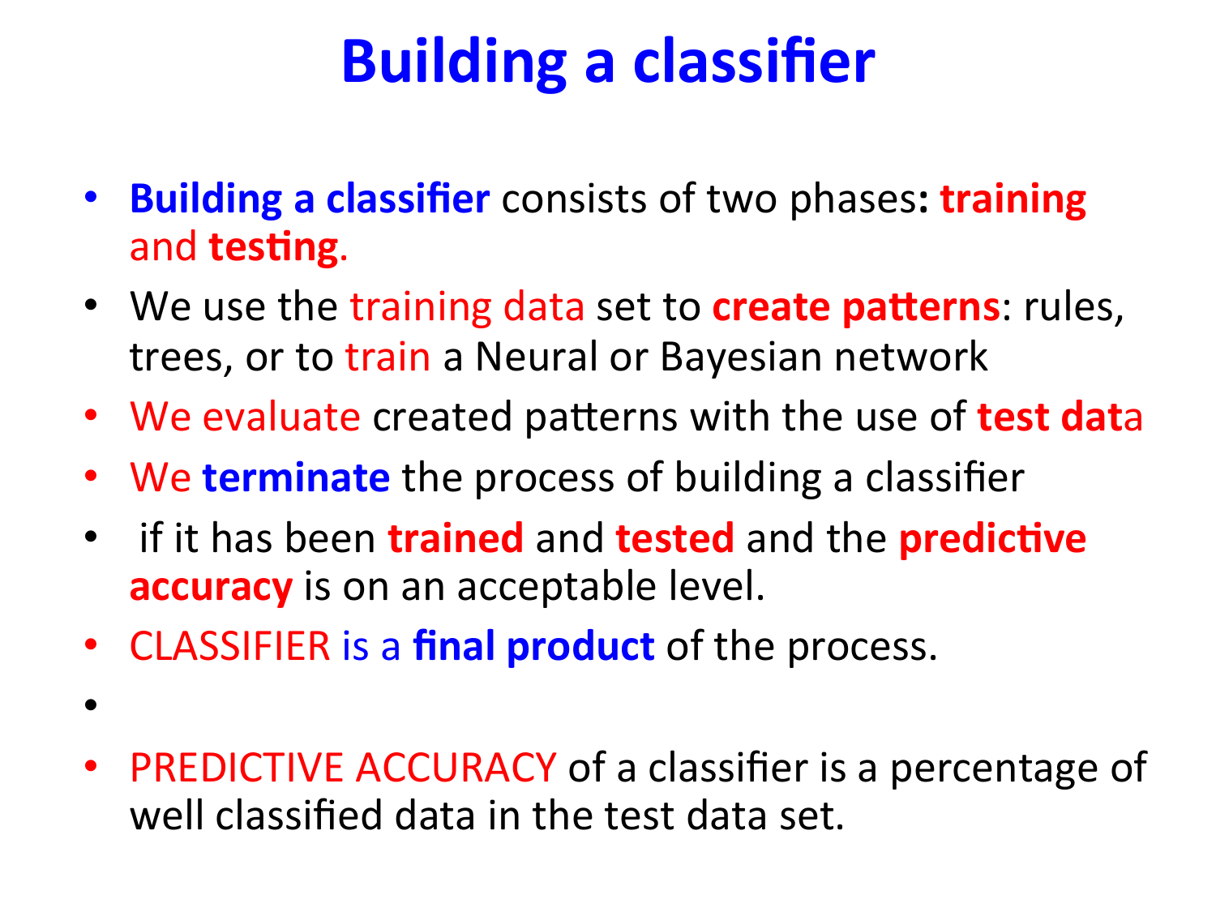# Building a classifier

- **Building a classifier** consists of two phases: **training** and **testing**.
- We use the training data set to **create patterns**: rules, trees, or to train a Neural or Bayesian network
- We evaluate created patterns with the use of **test data**
- We **terminate** the process of building a classifier
- if it has been **trained** and **tested** and the **predictive accuracy** is on an acceptable level.
- CLASSIFIER is a **final product** of the process.
- 
- PREDICTIVE ACCURACY of a classifier is a percentage of well classified data in the test data set.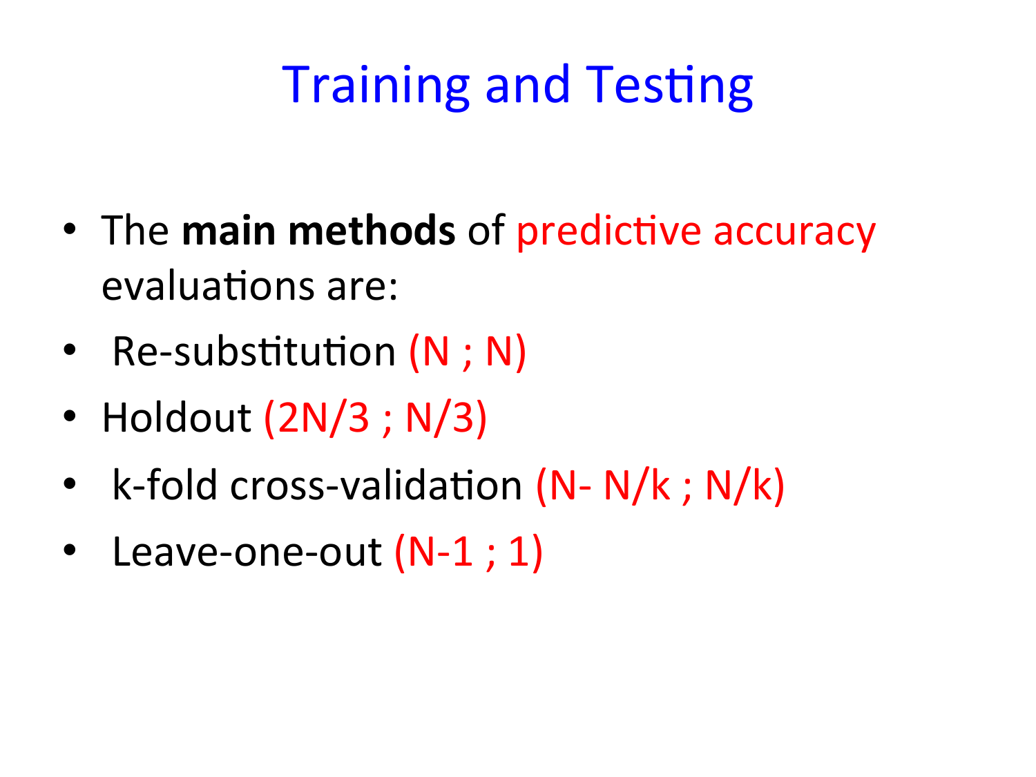# Training and Testing

- The **main methods** of predictive accuracy evaluations are:
- Re-substitution (N ; N)
- Holdout (2N/3 ; N/3)
- k-fold cross-validation (N- N/k ; N/k)
- Leave-one-out (N-1 ; 1)